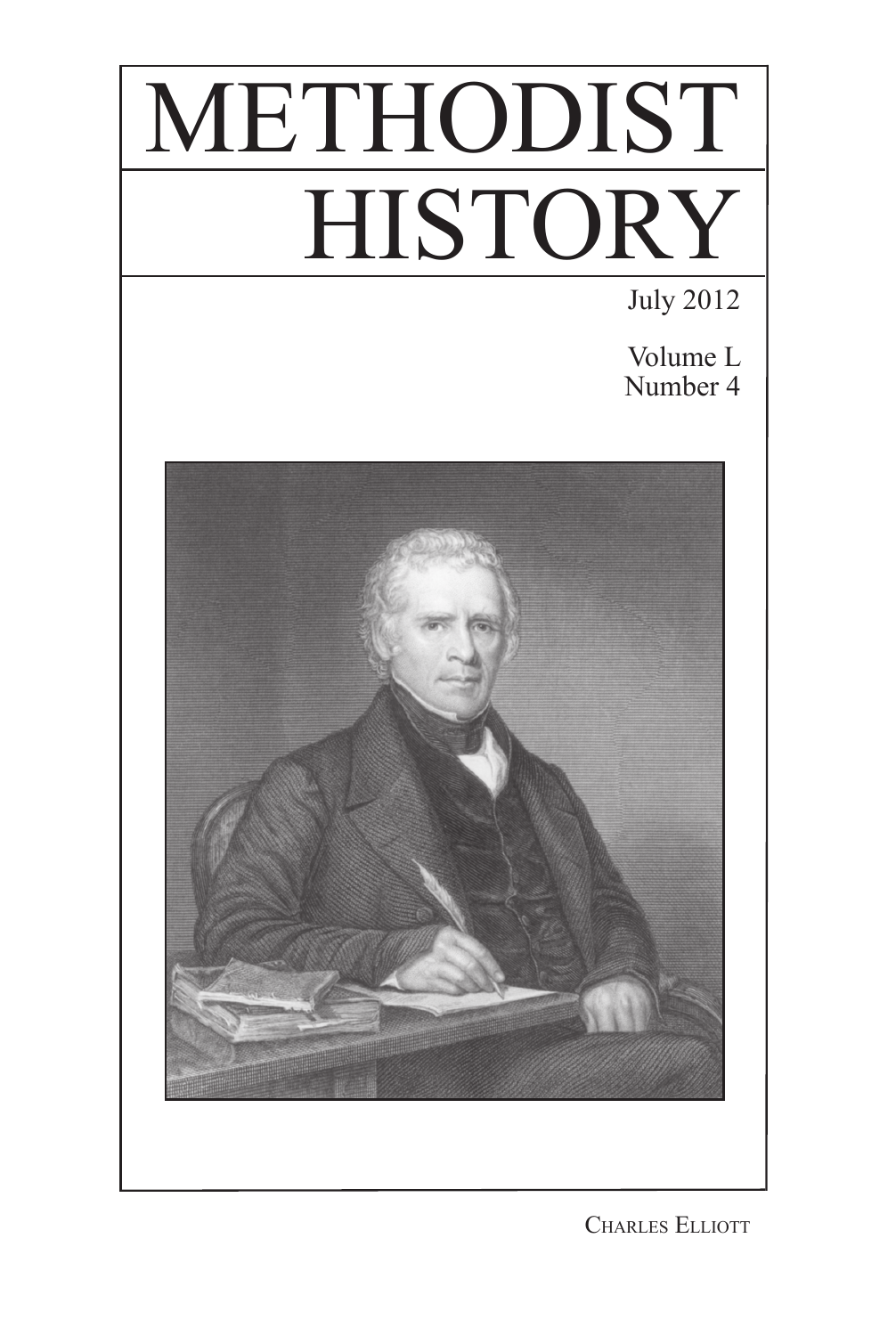# METHODIST HISTORY

July 2012

Volume L
Number 4

Charles Elliott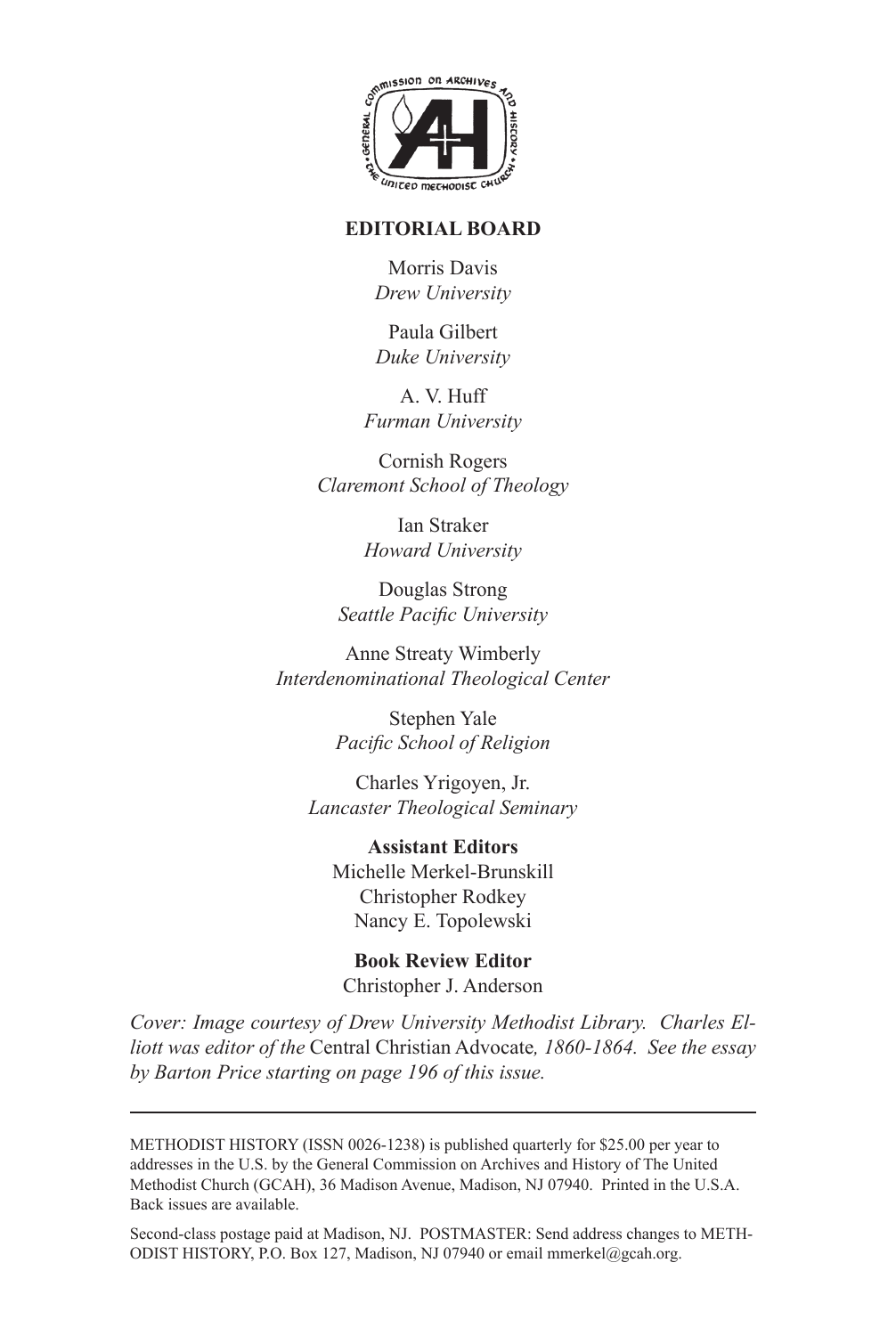## EDITORIAL BOARD

Morris Davis
*Drew University*

Paula Gilbert
*Duke University*

A. V. Huff
*Furman University*

Cornish Rogers
*Claremont School of Theology*

Ian Straker
*Howard University*

Douglas Strong
*Seattle Pacific University*

Anne Streaty Wimberly
*Interdenominational Theological Center*

Stephen Yale
*Pacific School of Religion*

Charles Yrigoyen, Jr.
*Lancaster Theological Seminary*

**Assistant Editors**
Michelle Merkel-Brunskill
Christopher Rodkey
Nancy E. Topolewski

**Book Review Editor**
Christopher J. Anderson

*Cover: Image courtesy of Drew University Methodist Library. Charles Elliott was editor of the* Central Christian Advocate*, 1860-1864. See the essay by Barton Price starting on page 196 of this issue.*

---

METHODIST HISTORY (ISSN 0026-1238) is published quarterly for $25.00 per year to addresses in the U.S. by the General Commission on Archives and History of The United Methodist Church (GCAH), 36 Madison Avenue, Madison, NJ 07940. Printed in the U.S.A. Back issues are available.

Second-class postage paid at Madison, NJ. POSTMASTER: Send address changes to METHODIST HISTORY, P.O. Box 127, Madison, NJ 07940 or email mmerkel@gcah.org.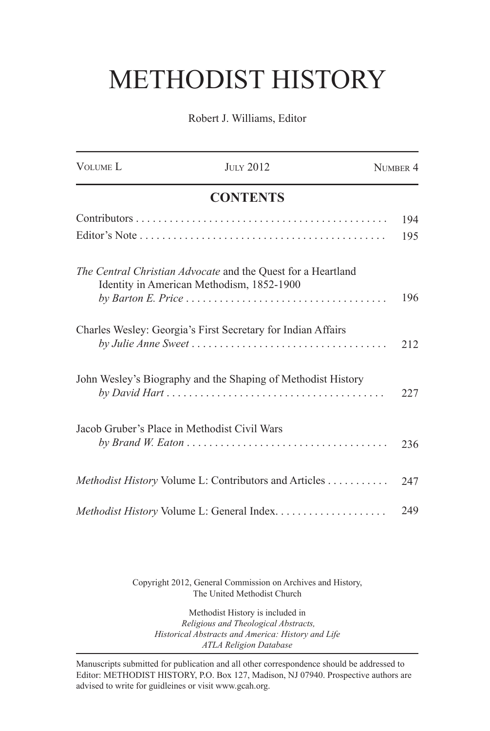# METHODIST HISTORY

Robert J. Williams, Editor

| VOLUME L | JULY 2012 | NUMBER 4 |
|---|---|---|

## CONTENTS

| | |
|---|---|
| Contributors | 194 |
| Editor's Note | 195 |
| *The Central Christian Advocate* and the Quest for a Heartland Identity in American Methodism, 1852-1900 *by Barton E. Price* | 196 |
| Charles Wesley: Georgia's First Secretary for Indian Affairs *by Julie Anne Sweet* | 212 |
| John Wesley's Biography and the Shaping of Methodist History *by David Hart* | 227 |
| Jacob Gruber's Place in Methodist Civil Wars *by Brand W. Eaton* | 236 |
| *Methodist History* Volume L: Contributors and Articles | 247 |
| *Methodist History* Volume L: General Index | 249 |

Copyright 2012, General Commission on Archives and History, The United Methodist Church

Methodist History is included in
*Religious and Theological Abstracts,*
*Historical Abstracts and America: History and Life*
*ATLA Religion Database*

Manuscripts submitted for publication and all other correspondence should be addressed to Editor: METHODIST HISTORY, P.O. Box 127, Madison, NJ 07940. Prospective authors are advised to write for guidleines or visit www.gcah.org.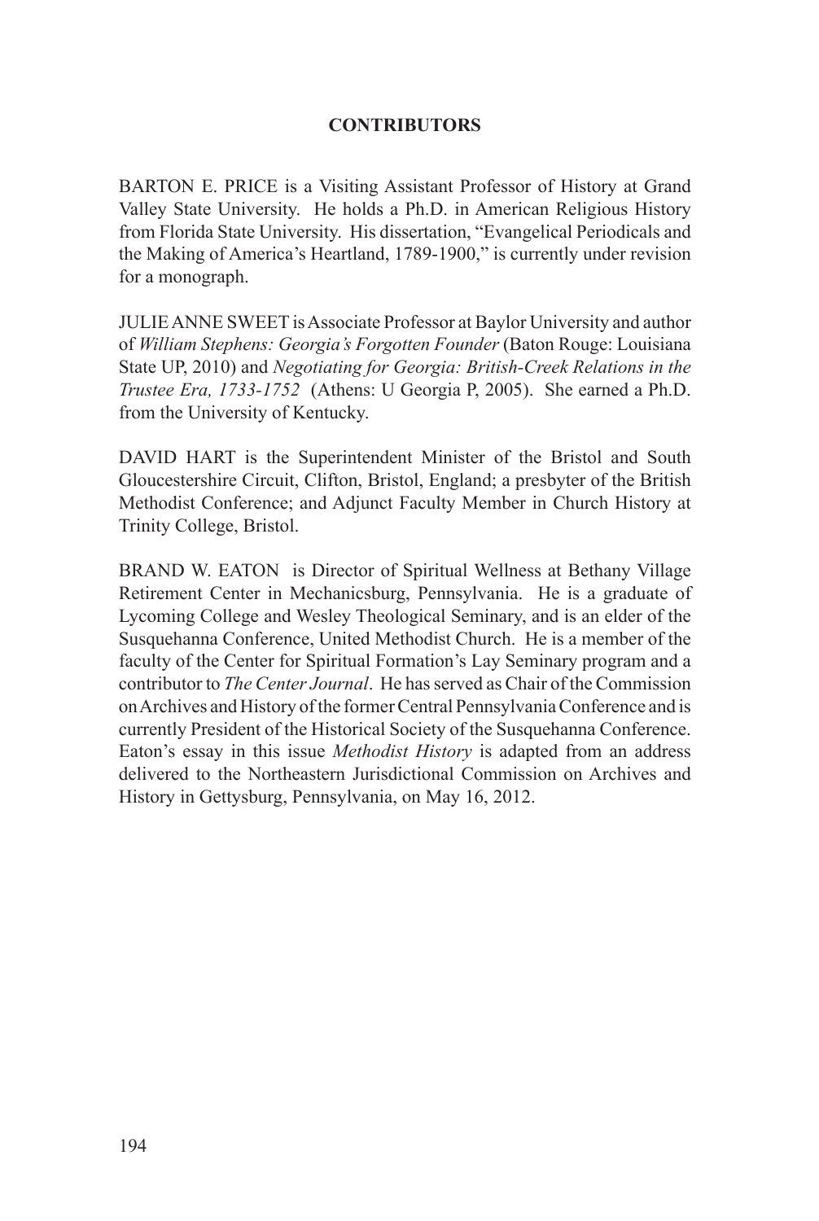## CONTRIBUTORS

BARTON E. PRICE is a Visiting Assistant Professor of History at Grand Valley State University. He holds a Ph.D. in American Religious History from Florida State University. His dissertation, "Evangelical Periodicals and the Making of America's Heartland, 1789-1900," is currently under revision for a monograph.

JULIE ANNE SWEET is Associate Professor at Baylor University and author of *William Stephens: Georgia's Forgotten Founder* (Baton Rouge: Louisiana State UP, 2010) and *Negotiating for Georgia: British-Creek Relations in the Trustee Era, 1733-1752* (Athens: U Georgia P, 2005). She earned a Ph.D. from the University of Kentucky.

DAVID HART is the Superintendent Minister of the Bristol and South Gloucestershire Circuit, Clifton, Bristol, England; a presbyter of the British Methodist Conference; and Adjunct Faculty Member in Church History at Trinity College, Bristol.

BRAND W. EATON is Director of Spiritual Wellness at Bethany Village Retirement Center in Mechanicsburg, Pennsylvania. He is a graduate of Lycoming College and Wesley Theological Seminary, and is an elder of the Susquehanna Conference, United Methodist Church. He is a member of the faculty of the Center for Spiritual Formation's Lay Seminary program and a contributor to *The Center Journal*. He has served as Chair of the Commission on Archives and History of the former Central Pennsylvania Conference and is currently President of the Historical Society of the Susquehanna Conference. Eaton's essay in this issue *Methodist History* is adapted from an address delivered to the Northeastern Jurisdictional Commission on Archives and History in Gettysburg, Pennsylvania, on May 16, 2012.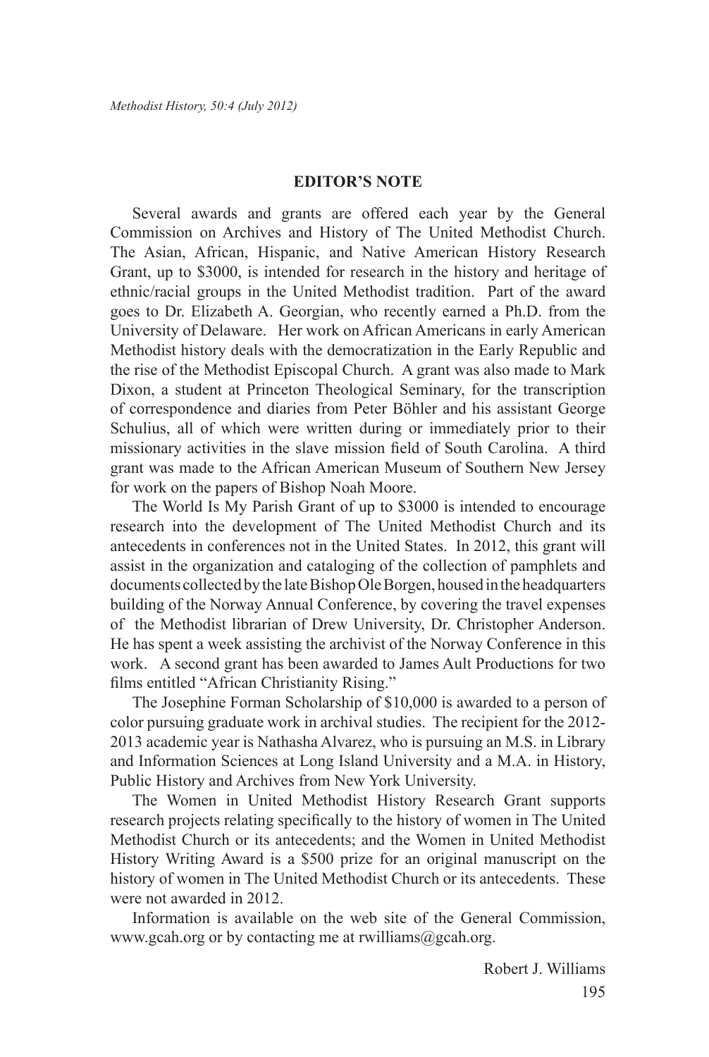## EDITOR'S NOTE

Several awards and grants are offered each year by the General Commission on Archives and History of The United Methodist Church. The Asian, African, Hispanic, and Native American History Research Grant, up to $3000, is intended for research in the history and heritage of ethnic/racial groups in the United Methodist tradition. Part of the award goes to Dr. Elizabeth A. Georgian, who recently earned a Ph.D. from the University of Delaware. Her work on African Americans in early American Methodist history deals with the democratization in the Early Republic and the rise of the Methodist Episcopal Church. A grant was also made to Mark Dixon, a student at Princeton Theological Seminary, for the transcription of correspondence and diaries from Peter Böhler and his assistant George Schulius, all of which were written during or immediately prior to their missionary activities in the slave mission field of South Carolina. A third grant was made to the African American Museum of Southern New Jersey for work on the papers of Bishop Noah Moore.

The World Is My Parish Grant of up to $3000 is intended to encourage research into the development of The United Methodist Church and its antecedents in conferences not in the United States. In 2012, this grant will assist in the organization and cataloging of the collection of pamphlets and documents collected by the late Bishop Ole Borgen, housed in the headquarters building of the Norway Annual Conference, by covering the travel expenses of the Methodist librarian of Drew University, Dr. Christopher Anderson. He has spent a week assisting the archivist of the Norway Conference in this work. A second grant has been awarded to James Ault Productions for two films entitled "African Christianity Rising."

The Josephine Forman Scholarship of $10,000 is awarded to a person of color pursuing graduate work in archival studies. The recipient for the 2012-2013 academic year is Nathasha Alvarez, who is pursuing an M.S. in Library and Information Sciences at Long Island University and a M.A. in History, Public History and Archives from New York University.

The Women in United Methodist History Research Grant supports research projects relating specifically to the history of women in The United Methodist Church or its antecedents; and the Women in United Methodist History Writing Award is a $500 prize for an original manuscript on the history of women in The United Methodist Church or its antecedents. These were not awarded in 2012.

Information is available on the web site of the General Commission, www.gcah.org or by contacting me at rwilliams@gcah.org.

Robert J. Williams